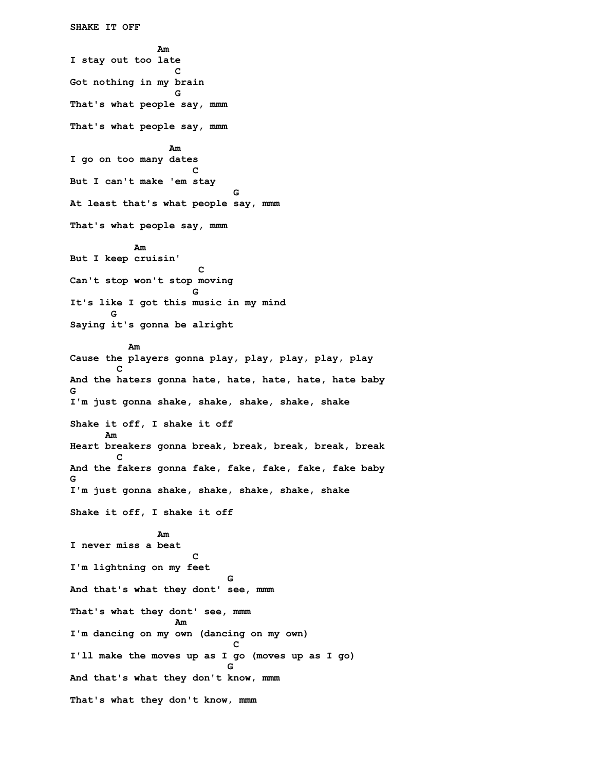```
SHAKE IT OFF

               Am
I stay out too late
                  C
Got nothing in my brain
                  G
That's what people say, mmm

That's what people say, mmm

                 Am
I go on too many dates
                     C
But I can't make 'em stay
                               G
At least that's what people say, mmm

That's what people say, mmm

           Am
But I keep cruisin'
                      C
Can't stop won't stop moving
                     G
It's like I got this music in my mind
       G
Saying it's gonna be alright

          Am
Cause the players gonna play, play, play, play, play
        C
And the haters gonna hate, hate, hate, hate, hate baby
G
I'm just gonna shake, shake, shake, shake, shake

Shake it off, I shake it off
      Am
Heart breakers gonna break, break, break, break, break
        C
And the fakers gonna fake, fake, fake, fake, fake baby
G
I'm just gonna shake, shake, shake, shake, shake

Shake it off, I shake it off

               Am
I never miss a beat
                     C
I'm lightning on my feet
                           G
And that's what they dont' see, mmm

That's what they dont' see, mmm
                  Am
I'm dancing on my own (dancing on my own)
                            C
I'll make the moves up as I go (moves up as I go)
                           G
And that's what they don't know, mmm

That's what they don't know, mmm
```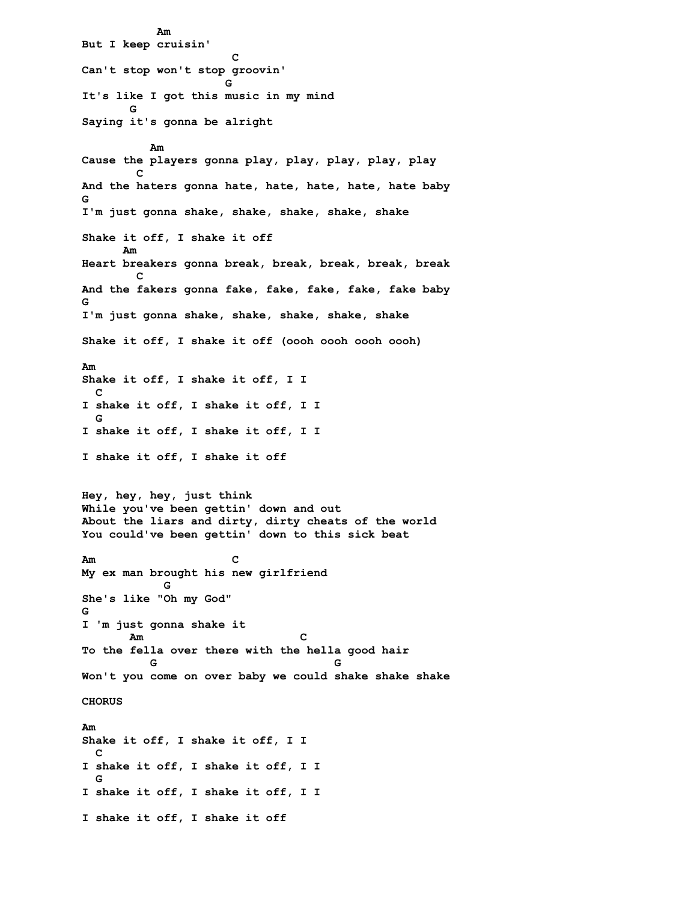```
           Am
But I keep cruisin'
                      C
Can't stop won't stop groovin'
                     G
It's like I got this music in my mind
       G
Saying it's gonna be alright

          Am
Cause the players gonna play, play, play, play, play
        C
And the haters gonna hate, hate, hate, hate, hate baby
G
I'm just gonna shake, shake, shake, shake, shake

Shake it off, I shake it off
      Am
Heart breakers gonna break, break, break, break, break
        C
And the fakers gonna fake, fake, fake, fake, fake baby
G
I'm just gonna shake, shake, shake, shake, shake

Shake it off, I shake it off (oooh oooh oooh oooh)

Am
Shake it off, I shake it off, I I
  C
I shake it off, I shake it off, I I
  G
I shake it off, I shake it off, I I

I shake it off, I shake it off


Hey, hey, hey, just think
While you've been gettin' down and out
About the liars and dirty, dirty cheats of the world
You could've been gettin' down to this sick beat

Am                  C
My ex man brought his new girlfriend
           G
She's like "Oh my God"
G
I 'm just gonna shake it
       Am                     C
To the fella over there with the hella good hair
         G                          G
Won't you come on over baby we could shake shake shake

CHORUS

Am
Shake it off, I shake it off, I I
  C
I shake it off, I shake it off, I I
  G
I shake it off, I shake it off, I I

I shake it off, I shake it off
```